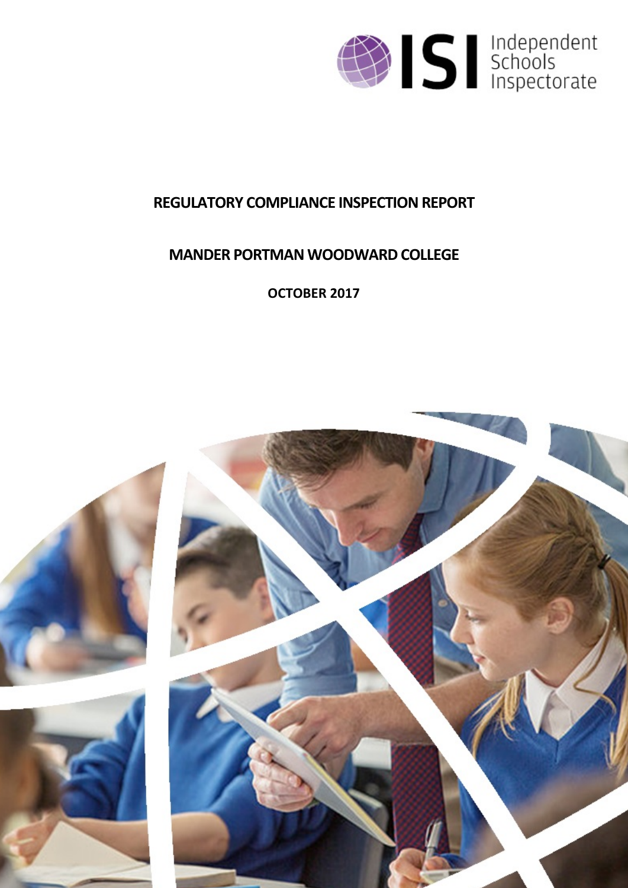# REGULATORY COMPLIANCE INSPECTION REPORT

## MANDER PORTMAN WOODWARD COLLEGE

**OCTOBER 2017**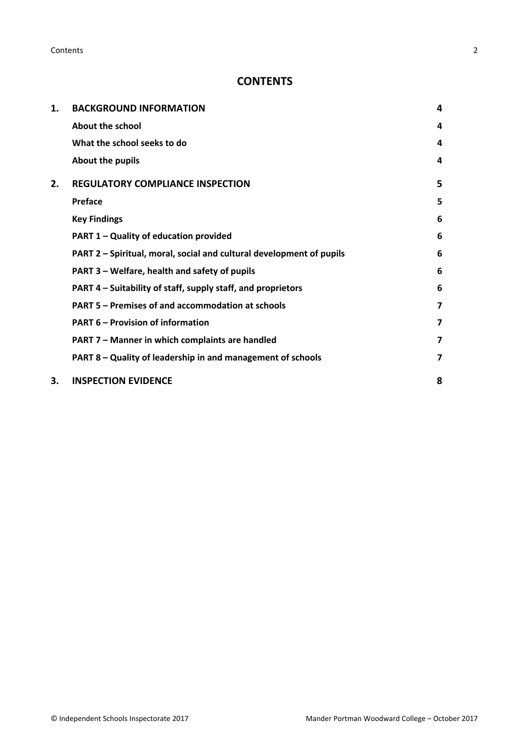# CONTENTS

| | | |
|---|---|---|
| **1.** | **BACKGROUND INFORMATION** | **4** |
| | **About the school** | **4** |
| | **What the school seeks to do** | **4** |
| | **About the pupils** | **4** |
| **2.** | **REGULATORY COMPLIANCE INSPECTION** | **5** |
| | **Preface** | **5** |
| | **Key Findings** | **6** |
| | **PART 1 – Quality of education provided** | **6** |
| | **PART 2 – Spiritual, moral, social and cultural development of pupils** | **6** |
| | **PART 3 – Welfare, health and safety of pupils** | **6** |
| | **PART 4 – Suitability of staff, supply staff, and proprietors** | **6** |
| | **PART 5 – Premises of and accommodation at schools** | **7** |
| | **PART 6 – Provision of information** | **7** |
| | **PART 7 – Manner in which complaints are handled** | **7** |
| | **PART 8 – Quality of leadership in and management of schools** | **7** |
| **3.** | **INSPECTION EVIDENCE** | **8** |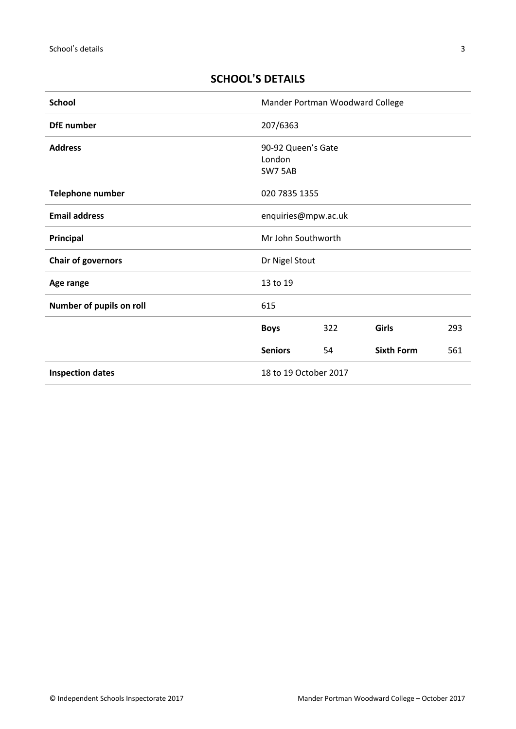## SCHOOL'S DETAILS

| | | | | |
|---|---|---|---|---|
| **School** | Mander Portman Woodward College | | | |
| **DfE number** | 207/6363 | | | |
| **Address** | 90-92 Queen's Gate<br>London<br>SW7 5AB | | | |
| **Telephone number** | 020 7835 1355 | | | |
| **Email address** | enquiries@mpw.ac.uk | | | |
| **Principal** | Mr John Southworth | | | |
| **Chair of governors** | Dr Nigel Stout | | | |
| **Age range** | 13 to 19 | | | |
| **Number of pupils on roll** | 615 | | | |
| | **Boys** | 322 | **Girls** | 293 |
| | **Seniors** | 54 | **Sixth Form** | 561 |
| **Inspection dates** | 18 to 19 October 2017 | | | |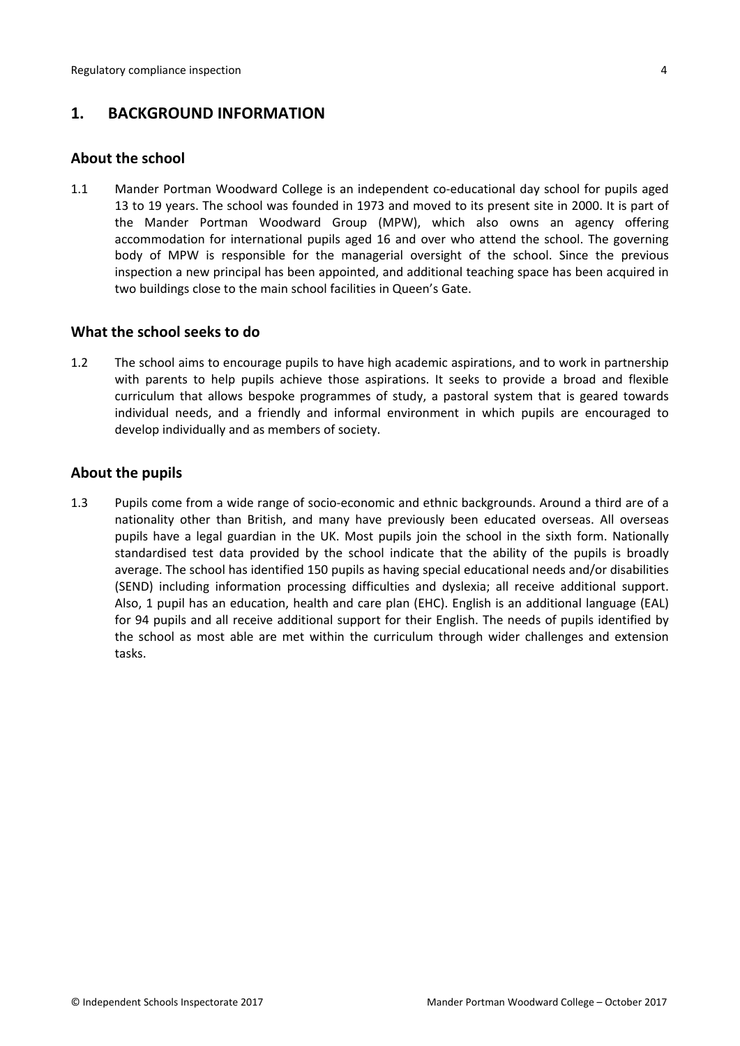## 1. BACKGROUND INFORMATION

### About the school

1.1 Mander Portman Woodward College is an independent co-educational day school for pupils aged 13 to 19 years. The school was founded in 1973 and moved to its present site in 2000. It is part of the Mander Portman Woodward Group (MPW), which also owns an agency offering accommodation for international pupils aged 16 and over who attend the school. The governing body of MPW is responsible for the managerial oversight of the school. Since the previous inspection a new principal has been appointed, and additional teaching space has been acquired in two buildings close to the main school facilities in Queen's Gate.

### What the school seeks to do

1.2 The school aims to encourage pupils to have high academic aspirations, and to work in partnership with parents to help pupils achieve those aspirations. It seeks to provide a broad and flexible curriculum that allows bespoke programmes of study, a pastoral system that is geared towards individual needs, and a friendly and informal environment in which pupils are encouraged to develop individually and as members of society.

### About the pupils

1.3 Pupils come from a wide range of socio-economic and ethnic backgrounds. Around a third are of a nationality other than British, and many have previously been educated overseas. All overseas pupils have a legal guardian in the UK. Most pupils join the school in the sixth form. Nationally standardised test data provided by the school indicate that the ability of the pupils is broadly average. The school has identified 150 pupils as having special educational needs and/or disabilities (SEND) including information processing difficulties and dyslexia; all receive additional support. Also, 1 pupil has an education, health and care plan (EHC). English is an additional language (EAL) for 94 pupils and all receive additional support for their English. The needs of pupils identified by the school as most able are met within the curriculum through wider challenges and extension tasks.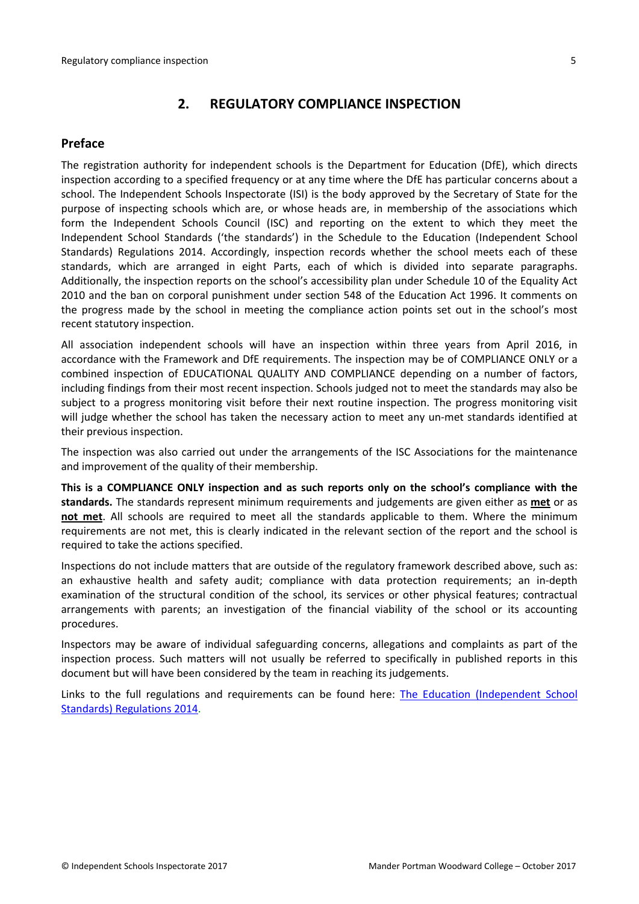## 2. REGULATORY COMPLIANCE INSPECTION

### Preface

The registration authority for independent schools is the Department for Education (DfE), which directs inspection according to a specified frequency or at any time where the DfE has particular concerns about a school. The Independent Schools Inspectorate (ISI) is the body approved by the Secretary of State for the purpose of inspecting schools which are, or whose heads are, in membership of the associations which form the Independent Schools Council (ISC) and reporting on the extent to which they meet the Independent School Standards ('the standards') in the Schedule to the Education (Independent School Standards) Regulations 2014. Accordingly, inspection records whether the school meets each of these standards, which are arranged in eight Parts, each of which is divided into separate paragraphs. Additionally, the inspection reports on the school's accessibility plan under Schedule 10 of the Equality Act 2010 and the ban on corporal punishment under section 548 of the Education Act 1996. It comments on the progress made by the school in meeting the compliance action points set out in the school's most recent statutory inspection.

All association independent schools will have an inspection within three years from April 2016, in accordance with the Framework and DfE requirements. The inspection may be of COMPLIANCE ONLY or a combined inspection of EDUCATIONAL QUALITY AND COMPLIANCE depending on a number of factors, including findings from their most recent inspection. Schools judged not to meet the standards may also be subject to a progress monitoring visit before their next routine inspection. The progress monitoring visit will judge whether the school has taken the necessary action to meet any un-met standards identified at their previous inspection.

The inspection was also carried out under the arrangements of the ISC Associations for the maintenance and improvement of the quality of their membership.

**This is a COMPLIANCE ONLY inspection and as such reports only on the school's compliance with the standards.** The standards represent minimum requirements and judgements are given either as **met** or as **not met**. All schools are required to meet all the standards applicable to them. Where the minimum requirements are not met, this is clearly indicated in the relevant section of the report and the school is required to take the actions specified.

Inspections do not include matters that are outside of the regulatory framework described above, such as: an exhaustive health and safety audit; compliance with data protection requirements; an in-depth examination of the structural condition of the school, its services or other physical features; contractual arrangements with parents; an investigation of the financial viability of the school or its accounting procedures.

Inspectors may be aware of individual safeguarding concerns, allegations and complaints as part of the inspection process. Such matters will not usually be referred to specifically in published reports in this document but will have been considered by the team in reaching its judgements.

Links to the full regulations and requirements can be found here: [The Education (Independent School Standards) Regulations 2014](The Education (Independent School Standards) Regulations 2014).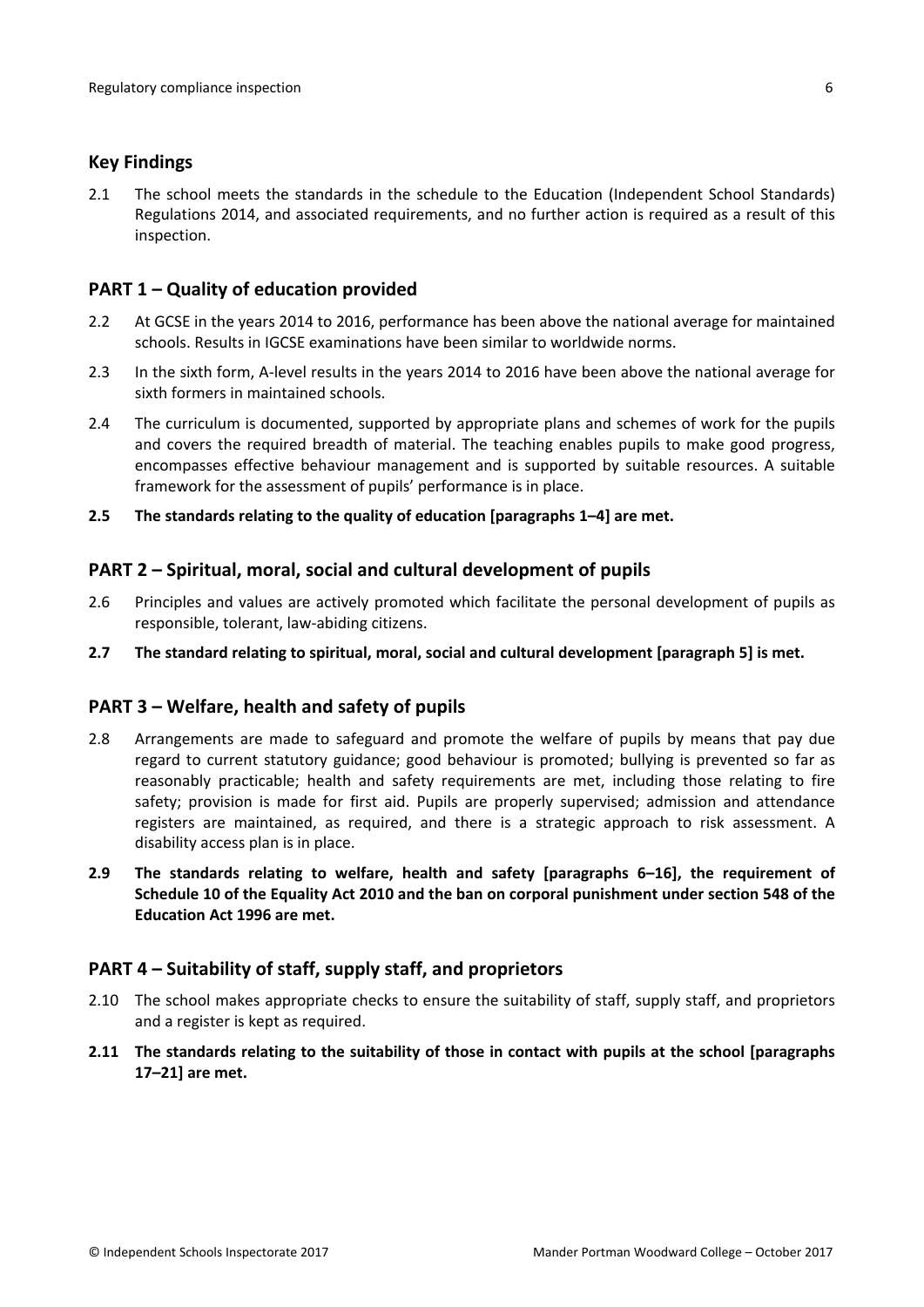## Key Findings

2.1 The school meets the standards in the schedule to the Education (Independent School Standards) Regulations 2014, and associated requirements, and no further action is required as a result of this inspection.

## PART 1 – Quality of education provided

2.2 At GCSE in the years 2014 to 2016, performance has been above the national average for maintained schools. Results in IGCSE examinations have been similar to worldwide norms.

2.3 In the sixth form, A-level results in the years 2014 to 2016 have been above the national average for sixth formers in maintained schools.

2.4 The curriculum is documented, supported by appropriate plans and schemes of work for the pupils and covers the required breadth of material. The teaching enables pupils to make good progress, encompasses effective behaviour management and is supported by suitable resources. A suitable framework for the assessment of pupils' performance is in place.

**2.5 The standards relating to the quality of education [paragraphs 1–4] are met.**

## PART 2 – Spiritual, moral, social and cultural development of pupils

2.6 Principles and values are actively promoted which facilitate the personal development of pupils as responsible, tolerant, law-abiding citizens.

**2.7 The standard relating to spiritual, moral, social and cultural development [paragraph 5] is met.**

## PART 3 – Welfare, health and safety of pupils

2.8 Arrangements are made to safeguard and promote the welfare of pupils by means that pay due regard to current statutory guidance; good behaviour is promoted; bullying is prevented so far as reasonably practicable; health and safety requirements are met, including those relating to fire safety; provision is made for first aid. Pupils are properly supervised; admission and attendance registers are maintained, as required, and there is a strategic approach to risk assessment. A disability access plan is in place.

**2.9 The standards relating to welfare, health and safety [paragraphs 6–16], the requirement of Schedule 10 of the Equality Act 2010 and the ban on corporal punishment under section 548 of the Education Act 1996 are met.**

## PART 4 – Suitability of staff, supply staff, and proprietors

2.10 The school makes appropriate checks to ensure the suitability of staff, supply staff, and proprietors and a register is kept as required.

**2.11 The standards relating to the suitability of those in contact with pupils at the school [paragraphs 17–21] are met.**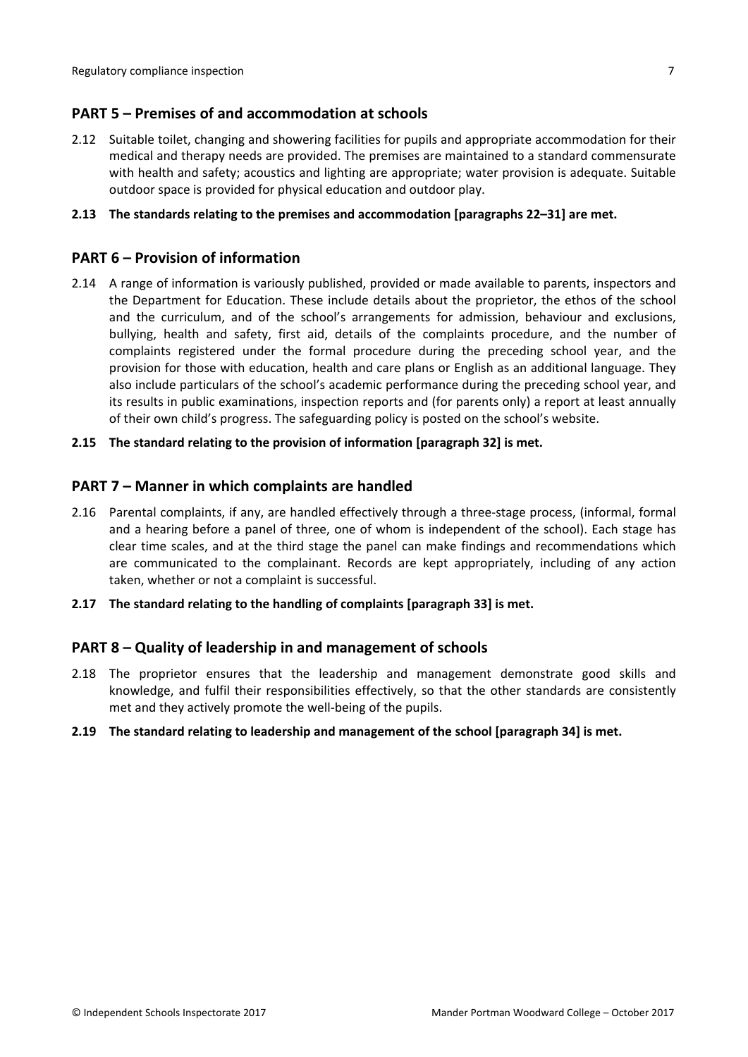## PART 5 – Premises of and accommodation at schools

2.12 Suitable toilet, changing and showering facilities for pupils and appropriate accommodation for their medical and therapy needs are provided. The premises are maintained to a standard commensurate with health and safety; acoustics and lighting are appropriate; water provision is adequate. Suitable outdoor space is provided for physical education and outdoor play.

**2.13 The standards relating to the premises and accommodation [paragraphs 22–31] are met.**

## PART 6 – Provision of information

2.14 A range of information is variously published, provided or made available to parents, inspectors and the Department for Education. These include details about the proprietor, the ethos of the school and the curriculum, and of the school's arrangements for admission, behaviour and exclusions, bullying, health and safety, first aid, details of the complaints procedure, and the number of complaints registered under the formal procedure during the preceding school year, and the provision for those with education, health and care plans or English as an additional language. They also include particulars of the school's academic performance during the preceding school year, and its results in public examinations, inspection reports and (for parents only) a report at least annually of their own child's progress. The safeguarding policy is posted on the school's website.

**2.15 The standard relating to the provision of information [paragraph 32] is met.**

## PART 7 – Manner in which complaints are handled

2.16 Parental complaints, if any, are handled effectively through a three-stage process, (informal, formal and a hearing before a panel of three, one of whom is independent of the school). Each stage has clear time scales, and at the third stage the panel can make findings and recommendations which are communicated to the complainant. Records are kept appropriately, including of any action taken, whether or not a complaint is successful.

**2.17 The standard relating to the handling of complaints [paragraph 33] is met.**

## PART 8 – Quality of leadership in and management of schools

2.18 The proprietor ensures that the leadership and management demonstrate good skills and knowledge, and fulfil their responsibilities effectively, so that the other standards are consistently met and they actively promote the well-being of the pupils.

**2.19 The standard relating to leadership and management of the school [paragraph 34] is met.**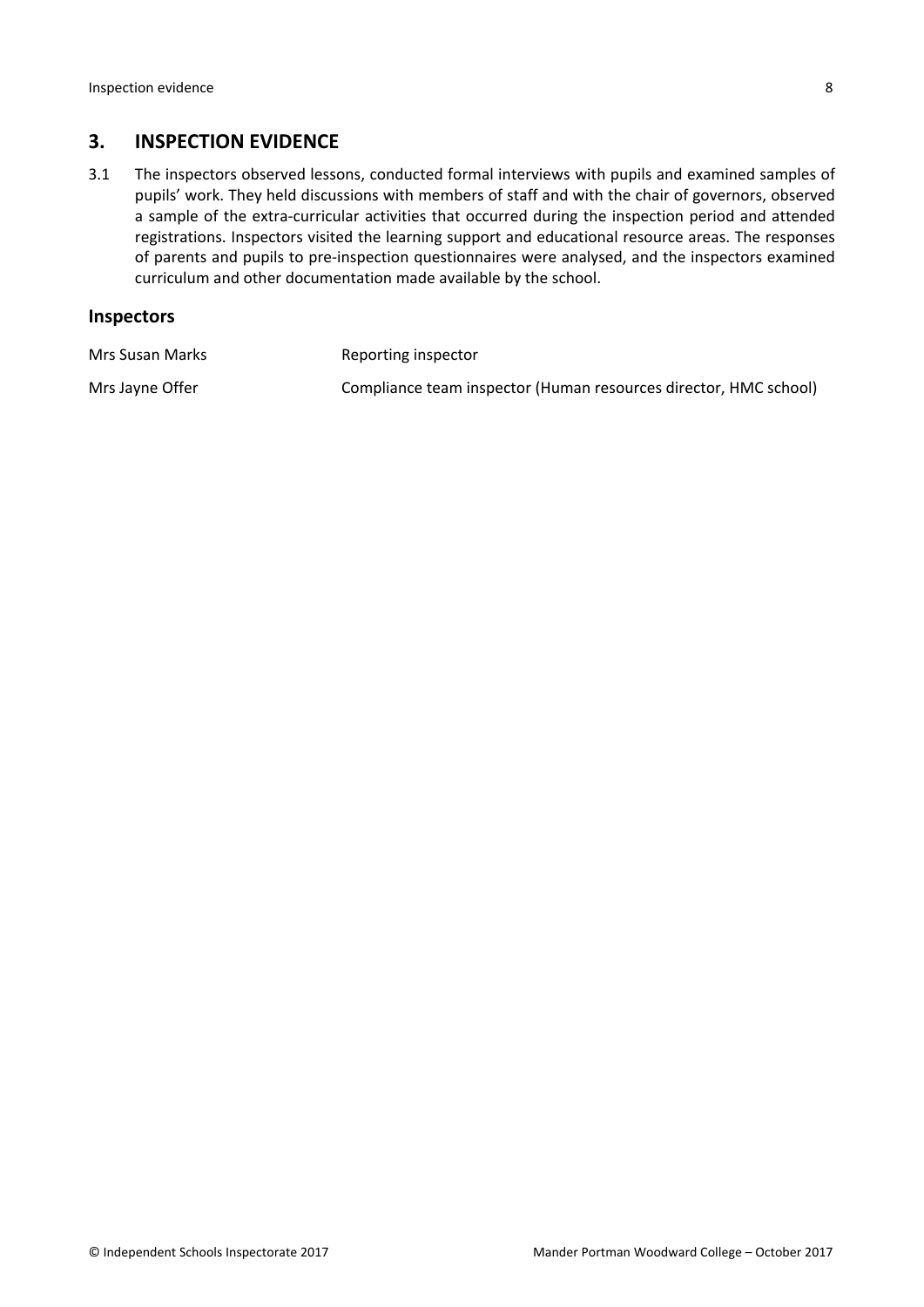## 3. INSPECTION EVIDENCE

3.1 The inspectors observed lessons, conducted formal interviews with pupils and examined samples of pupils' work. They held discussions with members of staff and with the chair of governors, observed a sample of the extra-curricular activities that occurred during the inspection period and attended registrations. Inspectors visited the learning support and educational resource areas. The responses of parents and pupils to pre-inspection questionnaires were analysed, and the inspectors examined curriculum and other documentation made available by the school.

### Inspectors

| | |
|---|---|
| Mrs Susan Marks | Reporting inspector |
| Mrs Jayne Offer | Compliance team inspector (Human resources director, HMC school) |